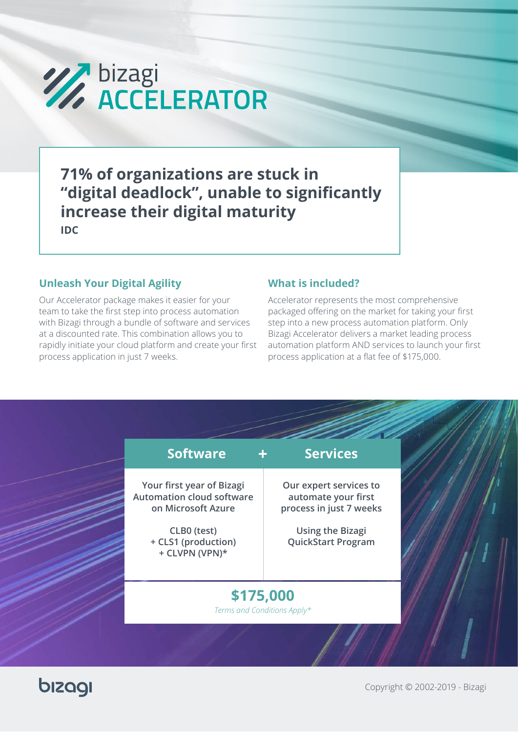# bizagi ACCELERATOR

## 71% of organizations are stuck in "digital deadlock", unable to significantly increase their digital maturity

**IDC**

### Unleash Your Digital Agility

Our Accelerator package makes it easier for your team to take the first step into process automation with Bizagi through a bundle of software and services at a discounted rate. This combination allows you to rapidly initiate your cloud platform and create your first process application in just 7 weeks.

### What is included?

Accelerator represents the most comprehensive packaged offering on the market for taking your first step into a new process automation platform. Only Bizagi Accelerator delivers a market leading process automation platform AND services to launch your first process application at a flat fee of $175,000.

| Software | Services |
| --- | --- |
| Your first year of Bizagi Automation cloud software on Microsoft Azure<br><br>CLB0 (test)<br>+ CLS1 (production)<br>+ CLVPN (VPN)* | Our expert services to automate your first process in just 7 weeks<br><br>Using the Bizagi QuickStart Program |

**$175,000**

*Terms and Conditions Apply**

bizagi

Copyright © 2002-2019 - Bizagi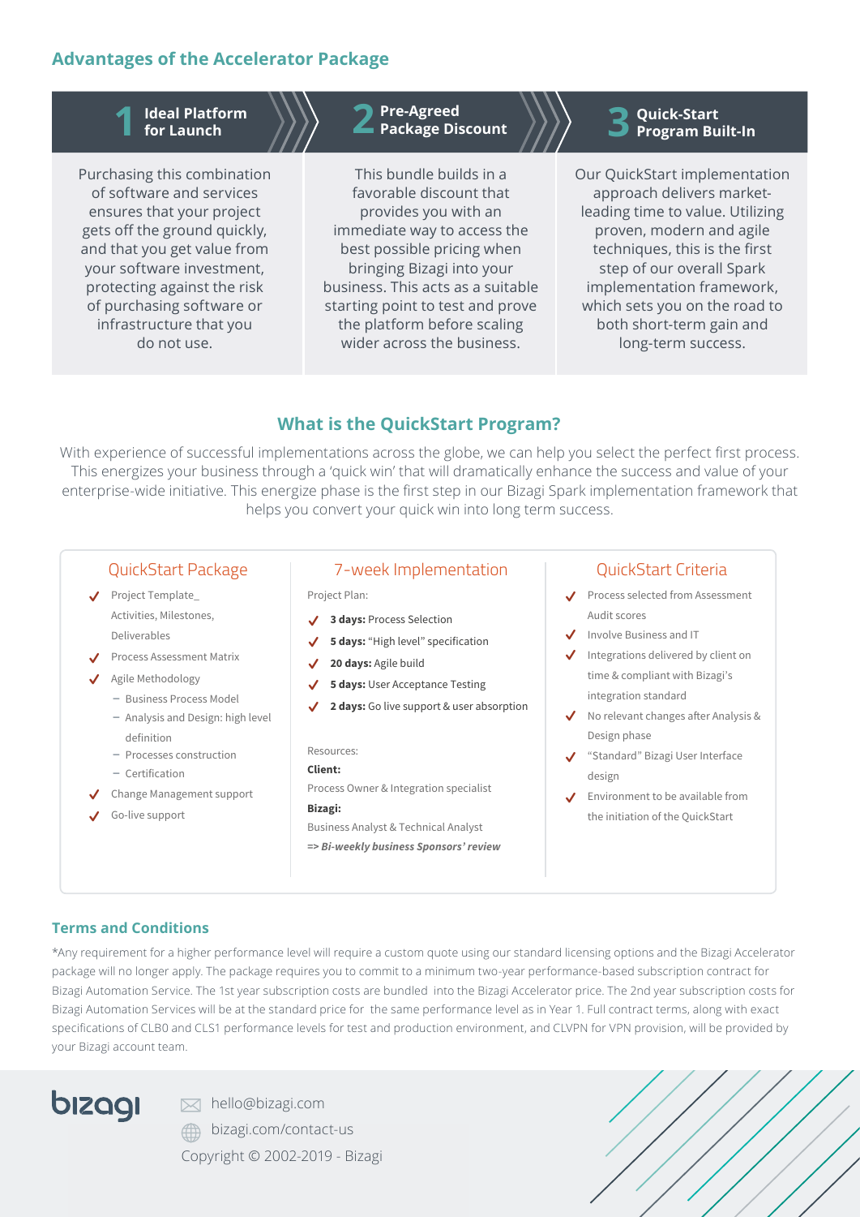## Advantages of the Accelerator Package

### 1 Ideal Platform for Launch

Purchasing this combination of software and services ensures that your project gets off the ground quickly, and that you get value from your software investment, protecting against the risk of purchasing software or infrastructure that you do not use.

### 2 Pre-Agreed Package Discount

This bundle builds in a favorable discount that provides you with an immediate way to access the best possible pricing when bringing Bizagi into your business. This acts as a suitable starting point to test and prove the platform before scaling wider across the business.

### 3 Quick-Start Program Built-In

Our QuickStart implementation approach delivers market-leading time to value. Utilizing proven, modern and agile techniques, this is the first step of our overall Spark implementation framework, which sets you on the road to both short-term gain and long-term success.

## What is the QuickStart Program?

With experience of successful implementations across the globe, we can help you select the perfect first process. This energizes your business through a 'quick win' that will dramatically enhance the success and value of your enterprise-wide initiative. This energize phase is the first step in our Bizagi Spark implementation framework that helps you convert your quick win into long term success.

### QuickStart Package

- Project Template_ Activities, Milestones, Deliverables
- Process Assessment Matrix
- Agile Methodology
  - Business Process Model
  - Analysis and Design: high level definition
  - Processes construction
  - Certification
- Change Management support
- Go-live support

### 7-week Implementation

Project Plan:

- **3 days:** Process Selection
- **5 days:** "High level" specification
- **20 days:** Agile build
- **5 days:** User Acceptance Testing
- **2 days:** Go live support & user absorption

Resources:

**Client:**

Process Owner & Integration specialist

**Bizagi:**

Business Analyst & Technical Analyst

***=> Bi-weekly business Sponsors' review***

### QuickStart Criteria

- Process selected from Assessment Audit scores
- Involve Business and IT
- Integrations delivered by client on time & compliant with Bizagi's integration standard
- No relevant changes after Analysis & Design phase
- "Standard" Bizagi User Interface design
- Environment to be available from the initiation of the QuickStart

## Terms and Conditions

*Any requirement for a higher performance level will require a custom quote using our standard licensing options and the Bizagi Accelerator package will no longer apply. The package requires you to commit to a minimum two-year performance-based subscription contract for Bizagi Automation Service. The 1st year subscription costs are bundled into the Bizagi Accelerator price. The 2nd year subscription costs for Bizagi Automation Services will be at the standard price for the same performance level as in Year 1. Full contract terms, along with exact specifications of CLB0 and CLS1 performance levels for test and production environment, and CLVPN for VPN provision, will be provided by your Bizagi account team.

bizagi

hello@bizagi.com

bizagi.com/contact-us

Copyright © 2002-2019 - Bizagi